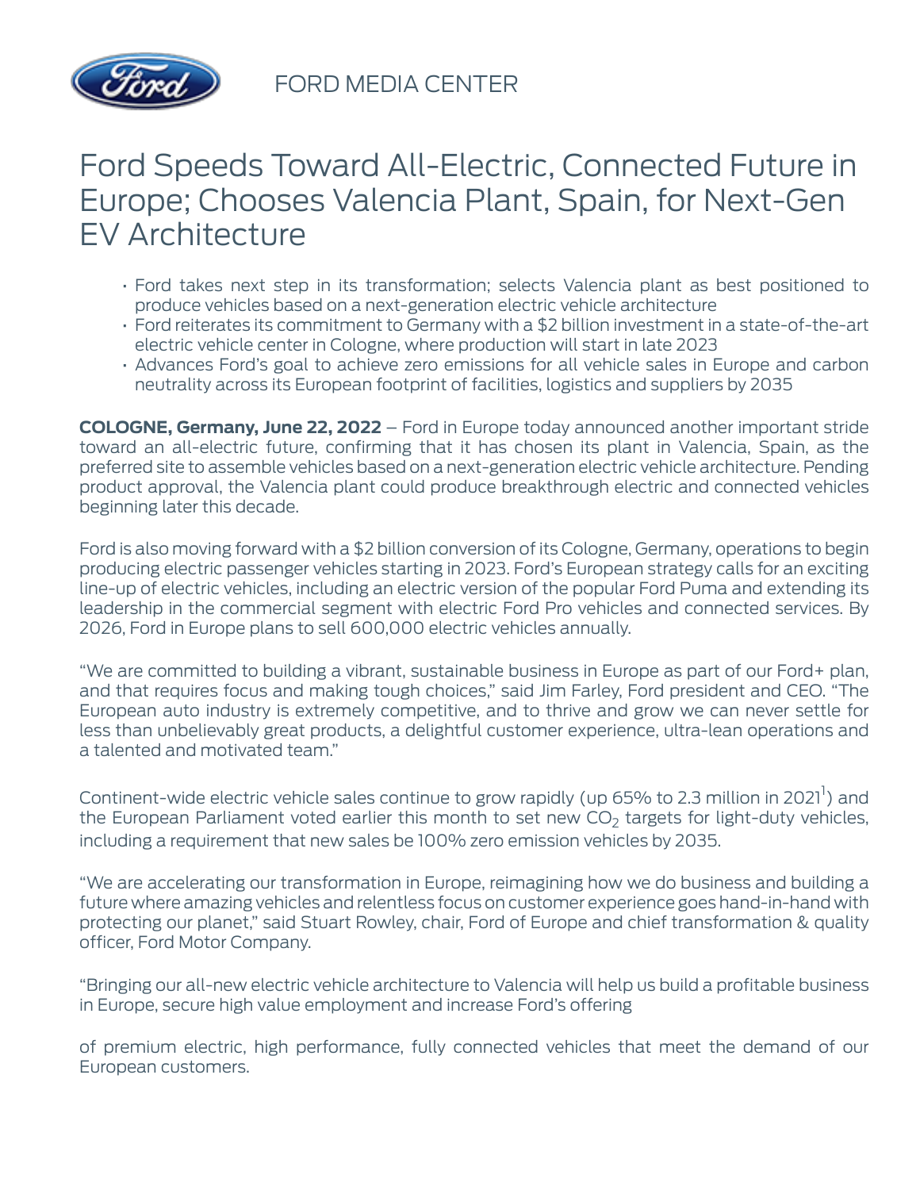FORD MEDIA CENTER

# Ford Speeds Toward All-Electric, Connected Future in Europe; Chooses Valencia Plant, Spain, for Next-Gen EV Architecture

- Ford takes next step in its transformation; selects Valencia plant as best positioned to produce vehicles based on a next-generation electric vehicle architecture
- Ford reiterates its commitment to Germany with a $2 billion investment in a state-of-the-art electric vehicle center in Cologne, where production will start in late 2023
- Advances Ford's goal to achieve zero emissions for all vehicle sales in Europe and carbon neutrality across its European footprint of facilities, logistics and suppliers by 2035

**COLOGNE, Germany, June 22, 2022** – Ford in Europe today announced another important stride toward an all-electric future, confirming that it has chosen its plant in Valencia, Spain, as the preferred site to assemble vehicles based on a next-generation electric vehicle architecture. Pending product approval, the Valencia plant could produce breakthrough electric and connected vehicles beginning later this decade.

Ford is also moving forward with a $2 billion conversion of its Cologne, Germany, operations to begin producing electric passenger vehicles starting in 2023. Ford's European strategy calls for an exciting line-up of electric vehicles, including an electric version of the popular Ford Puma and extending its leadership in the commercial segment with electric Ford Pro vehicles and connected services. By 2026, Ford in Europe plans to sell 600,000 electric vehicles annually.

"We are committed to building a vibrant, sustainable business in Europe as part of our Ford+ plan, and that requires focus and making tough choices," said Jim Farley, Ford president and CEO. "The European auto industry is extremely competitive, and to thrive and grow we can never settle for less than unbelievably great products, a delightful customer experience, ultra-lean operations and a talented and motivated team."

Continent-wide electric vehicle sales continue to grow rapidly (up 65% to 2.3 million in 2021[1]) and the European Parliament voted earlier this month to set new $CO_2$ targets for light-duty vehicles, including a requirement that new sales be 100% zero emission vehicles by 2035.

"We are accelerating our transformation in Europe, reimagining how we do business and building a future where amazing vehicles and relentless focus on customer experience goes hand-in-hand with protecting our planet," said Stuart Rowley, chair, Ford of Europe and chief transformation & quality officer, Ford Motor Company.

"Bringing our all-new electric vehicle architecture to Valencia will help us build a profitable business in Europe, secure high value employment and increase Ford's offering

of premium electric, high performance, fully connected vehicles that meet the demand of our European customers.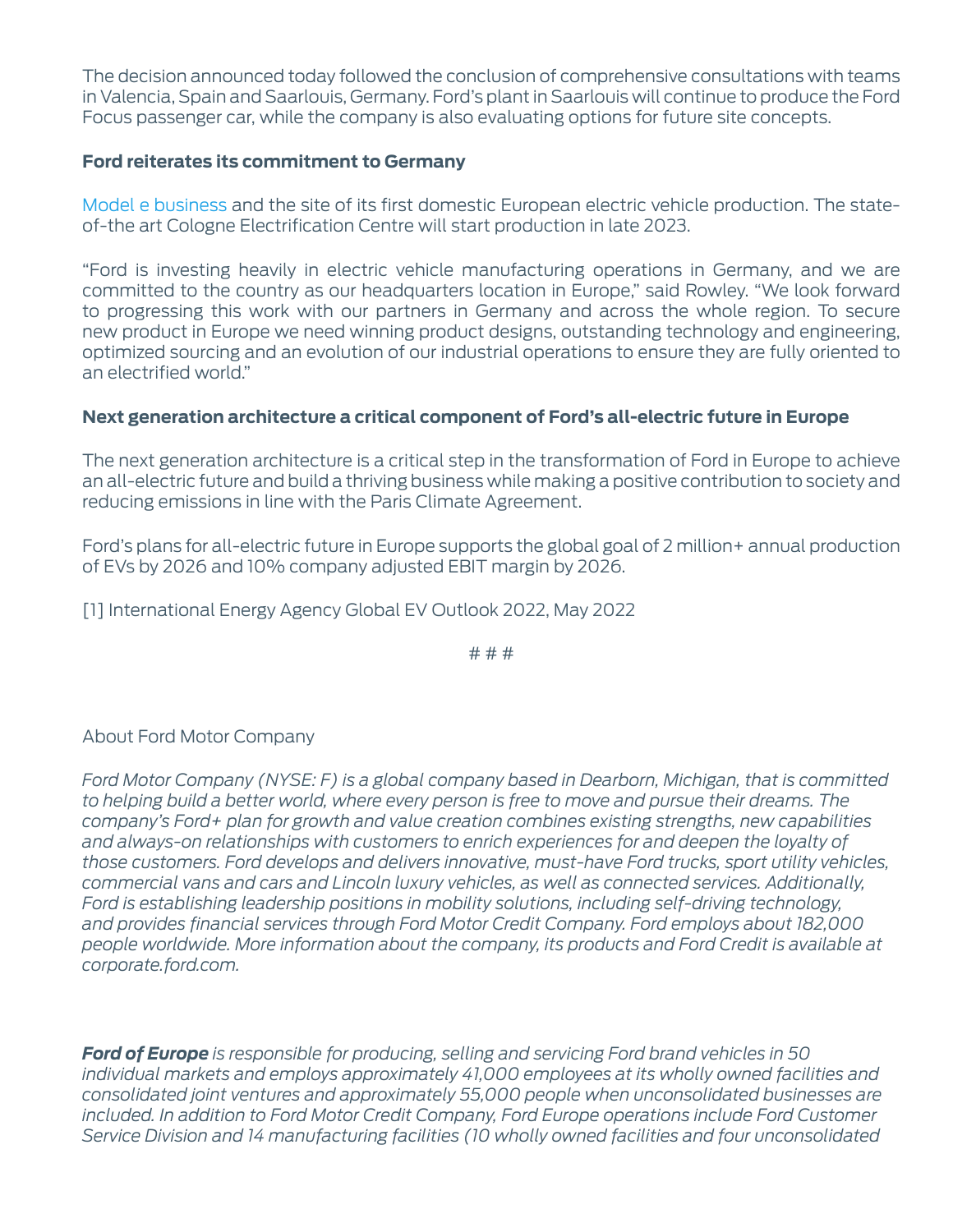The decision announced today followed the conclusion of comprehensive consultations with teams in Valencia, Spain and Saarlouis, Germany. Ford's plant in Saarlouis will continue to produce the Ford Focus passenger car, while the company is also evaluating options for future site concepts.

**Ford reiterates its commitment to Germany**

Model e business and the site of its first domestic European electric vehicle production. The state-of-the art Cologne Electrification Centre will start production in late 2023.

"Ford is investing heavily in electric vehicle manufacturing operations in Germany, and we are committed to the country as our headquarters location in Europe," said Rowley. "We look forward to progressing this work with our partners in Germany and across the whole region. To secure new product in Europe we need winning product designs, outstanding technology and engineering, optimized sourcing and an evolution of our industrial operations to ensure they are fully oriented to an electrified world."

**Next generation architecture a critical component of Ford's all-electric future in Europe**

The next generation architecture is a critical step in the transformation of Ford in Europe to achieve an all-electric future and build a thriving business while making a positive contribution to society and reducing emissions in line with the Paris Climate Agreement.

Ford's plans for all-electric future in Europe supports the global goal of 2 million+ annual production of EVs by 2026 and 10% company adjusted EBIT margin by 2026.

[1] International Energy Agency Global EV Outlook 2022, May 2022

# # #

About Ford Motor Company

*Ford Motor Company (NYSE: F) is a global company based in Dearborn, Michigan, that is committed to helping build a better world, where every person is free to move and pursue their dreams. The company's Ford+ plan for growth and value creation combines existing strengths, new capabilities and always-on relationships with customers to enrich experiences for and deepen the loyalty of those customers. Ford develops and delivers innovative, must-have Ford trucks, sport utility vehicles, commercial vans and cars and Lincoln luxury vehicles, as well as connected services. Additionally, Ford is establishing leadership positions in mobility solutions, including self-driving technology, and provides financial services through Ford Motor Credit Company. Ford employs about 182,000 people worldwide. More information about the company, its products and Ford Credit is available at corporate.ford.com.*

***Ford of Europe*** *is responsible for producing, selling and servicing Ford brand vehicles in 50 individual markets and employs approximately 41,000 employees at its wholly owned facilities and consolidated joint ventures and approximately 55,000 people when unconsolidated businesses are included. In addition to Ford Motor Credit Company, Ford Europe operations include Ford Customer Service Division and 14 manufacturing facilities (10 wholly owned facilities and four unconsolidated*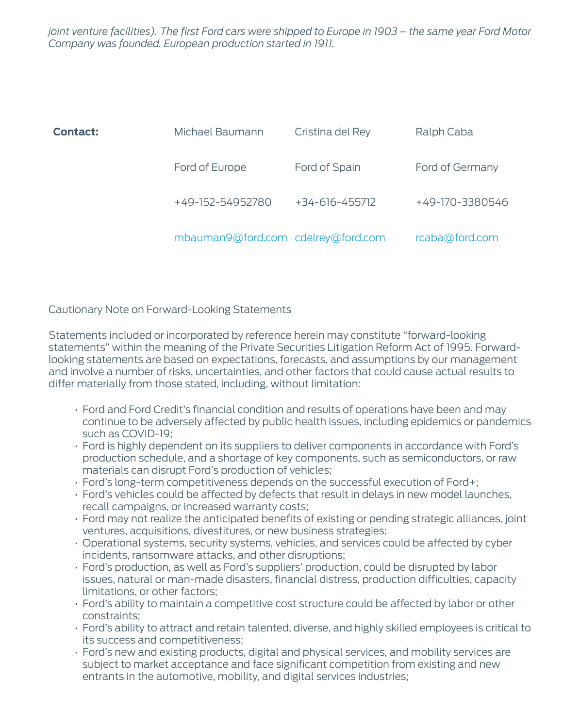*joint venture facilities). The first Ford cars were shipped to Europe in 1903 – the same year Ford Motor Company was founded. European production started in 1911.*

| **Contact:** | Michael Baumann | Cristina del Rey | Ralph Caba |
|---|---|---|---|
| | Ford of Europe | Ford of Spain | Ford of Germany |
| | +49-152-54952780 | +34-616-455712 | +49-170-3380546 |
| | mbauman9@ford.com | cdelrey@ford.com | rcaba@ford.com |

Cautionary Note on Forward-Looking Statements

Statements included or incorporated by reference herein may constitute "forward-looking statements" within the meaning of the Private Securities Litigation Reform Act of 1995. Forward-looking statements are based on expectations, forecasts, and assumptions by our management and involve a number of risks, uncertainties, and other factors that could cause actual results to differ materially from those stated, including, without limitation:

- Ford and Ford Credit's financial condition and results of operations have been and may continue to be adversely affected by public health issues, including epidemics or pandemics such as COVID-19;
- Ford is highly dependent on its suppliers to deliver components in accordance with Ford's production schedule, and a shortage of key components, such as semiconductors, or raw materials can disrupt Ford's production of vehicles;
- Ford's long-term competitiveness depends on the successful execution of Ford+;
- Ford's vehicles could be affected by defects that result in delays in new model launches, recall campaigns, or increased warranty costs;
- Ford may not realize the anticipated benefits of existing or pending strategic alliances, joint ventures, acquisitions, divestitures, or new business strategies;
- Operational systems, security systems, vehicles, and services could be affected by cyber incidents, ransomware attacks, and other disruptions;
- Ford's production, as well as Ford's suppliers' production, could be disrupted by labor issues, natural or man-made disasters, financial distress, production difficulties, capacity limitations, or other factors;
- Ford's ability to maintain a competitive cost structure could be affected by labor or other constraints;
- Ford's ability to attract and retain talented, diverse, and highly skilled employees is critical to its success and competitiveness;
- Ford's new and existing products, digital and physical services, and mobility services are subject to market acceptance and face significant competition from existing and new entrants in the automotive, mobility, and digital services industries;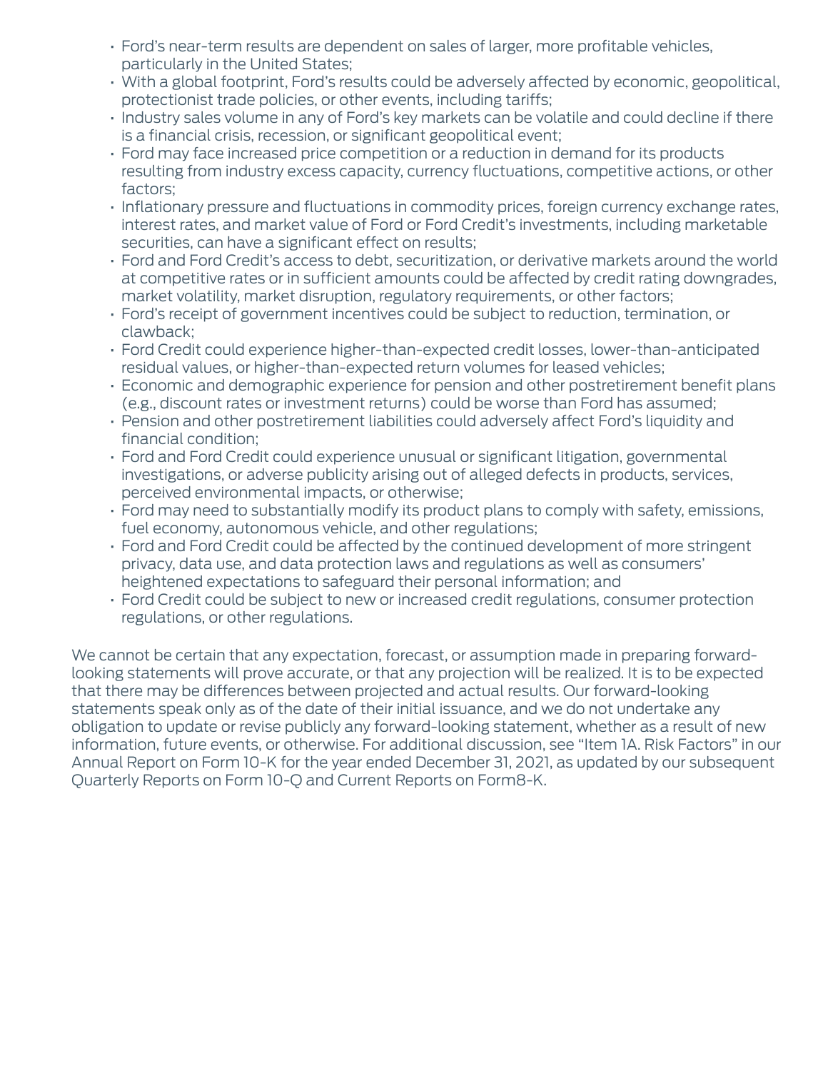- Ford's near-term results are dependent on sales of larger, more profitable vehicles, particularly in the United States;
- With a global footprint, Ford's results could be adversely affected by economic, geopolitical, protectionist trade policies, or other events, including tariffs;
- Industry sales volume in any of Ford's key markets can be volatile and could decline if there is a financial crisis, recession, or significant geopolitical event;
- Ford may face increased price competition or a reduction in demand for its products resulting from industry excess capacity, currency fluctuations, competitive actions, or other factors;
- Inflationary pressure and fluctuations in commodity prices, foreign currency exchange rates, interest rates, and market value of Ford or Ford Credit's investments, including marketable securities, can have a significant effect on results;
- Ford and Ford Credit's access to debt, securitization, or derivative markets around the world at competitive rates or in sufficient amounts could be affected by credit rating downgrades, market volatility, market disruption, regulatory requirements, or other factors;
- Ford's receipt of government incentives could be subject to reduction, termination, or clawback;
- Ford Credit could experience higher-than-expected credit losses, lower-than-anticipated residual values, or higher-than-expected return volumes for leased vehicles;
- Economic and demographic experience for pension and other postretirement benefit plans (e.g., discount rates or investment returns) could be worse than Ford has assumed;
- Pension and other postretirement liabilities could adversely affect Ford's liquidity and financial condition;
- Ford and Ford Credit could experience unusual or significant litigation, governmental investigations, or adverse publicity arising out of alleged defects in products, services, perceived environmental impacts, or otherwise;
- Ford may need to substantially modify its product plans to comply with safety, emissions, fuel economy, autonomous vehicle, and other regulations;
- Ford and Ford Credit could be affected by the continued development of more stringent privacy, data use, and data protection laws and regulations as well as consumers' heightened expectations to safeguard their personal information; and
- Ford Credit could be subject to new or increased credit regulations, consumer protection regulations, or other regulations.

We cannot be certain that any expectation, forecast, or assumption made in preparing forward-looking statements will prove accurate, or that any projection will be realized. It is to be expected that there may be differences between projected and actual results. Our forward-looking statements speak only as of the date of their initial issuance, and we do not undertake any obligation to update or revise publicly any forward-looking statement, whether as a result of new information, future events, or otherwise. For additional discussion, see "Item 1A. Risk Factors" in our Annual Report on Form 10-K for the year ended December 31, 2021, as updated by our subsequent Quarterly Reports on Form 10-Q and Current Reports on Form8-K.